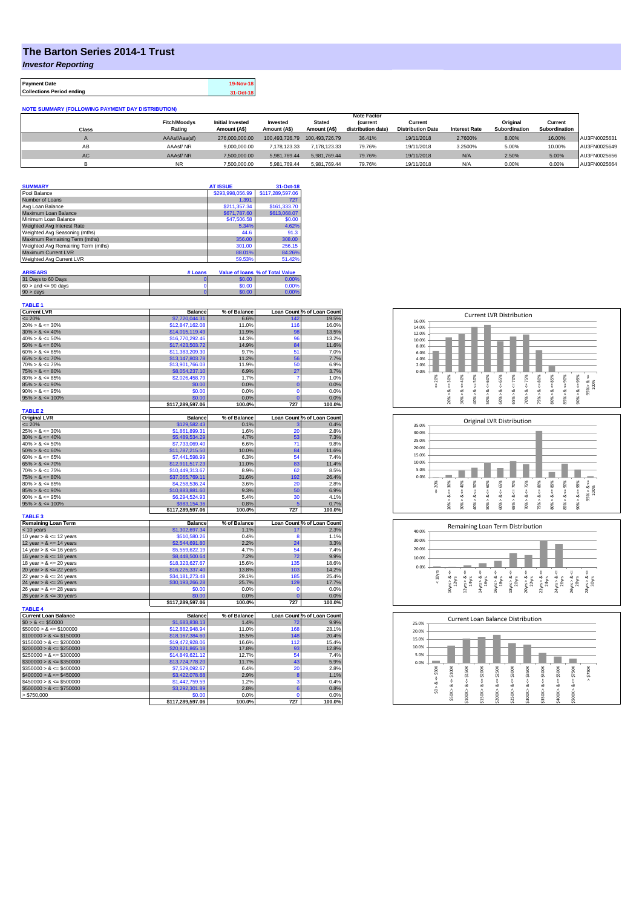# The Barton Series 2014-1 Trust

*Investor Reporting*

| Payment Date | 19-Nov-18 |
|---|---|
| Collections Period ending | 31-Oct-18 |

**NOTE SUMMARY (FOLLOWING PAYMENT DAY DISTRIBUTION)**

| Class | Fitch/Moodys Rating | Initial Invested Amount (A$) | Invested Amount (A$) | Stated Amount (A$) | Note Factor (current distribution date) | Current Distribution Date | Interest Rate | Original Subordination | Current Subordination | |
|---|---|---|---|---|---|---|---|---|---|---|
| A | AAAsf/Aaa(sf) | 276,000,000.00 | 100,493,726.79 | 100,493,726.79 | 36.41% | 19/11/2018 | 2.7600% | 8.00% | 16.00% | AU3FN0025631 |
| AB | AAAsf/ NR | 9,000,000.00 | 7,178,123.33 | 7,178,123.33 | 79.76% | 19/11/2018 | 3.2500% | 5.00% | 10.00% | AU3FN0025649 |
| AC | AAAsf/ NR | 7,500,000.00 | 5,981,769.44 | 5,981,769.44 | 79.76% | 19/11/2018 | N/A | 2.50% | 5.00% | AU3FN0025656 |
| B | NR | 7,500,000.00 | 5,981,769.44 | 5,981,769.44 | 79.76% | 19/11/2018 | N/A | 0.00% | 0.00% | AU3FN0025664 |

| SUMMARY | AT ISSUE | 31-Oct-18 |
|---|---|---|
| Pool Balance | $293,998,056.99 | $117,289,597.06 |
| Number of Loans | 1,391 | 727 |
| Avg Loan Balance | $211,357.34 | $161,333.70 |
| Maximum Loan Balance | $671,787.60 | $613,068.07 |
| Minimum Loan Balance | $47,506.58 | $0.00 |
| Weighted Avg Interest Rate | 5.34% | 4.62% |
| Weighted Avg Seasoning (mths) | 44.6 | 91.3 |
| Maximum Remaining Term (mths) | 356.00 | 308.00 |
| Weighted Avg Remaining Term (mths) | 301.00 | 256.15 |
| Maximum Current LVR | 88.01% | 84.26% |
| Weighted Avg Current LVR | 59.53% | 51.42% |

| ARREARS | # Loans | Value of loans | % of Total Value |
|---|---|---|---|
| 31 Days to 60 Days | 0 | $0.00 | 0.00% |
| 60 > and <= 90 days | 0 | $0.00 | 0.00% |
| 90 > days | 0 | $0.00 | 0.00% |

**TABLE 1**

| Current LVR | Balance | % of Balance | Loan Count | % of Loan Count |
|---|---|---|---|---|
| <= 20% | $7,720,044.31 | 6.6% | 142 | 19.5% |
| 20% > & <= 30% | $12,847,162.08 | 11.0% | 116 | 16.0% |
| 30% > & <= 40% | $14,015,119.49 | 11.9% | 98 | 13.5% |
| 40% > & <= 50% | $16,770,292.46 | 14.3% | 96 | 13.2% |
| 50% > & <= 60% | $17,423,503.72 | 14.9% | 84 | 11.6% |
| 60% > & <= 65% | $11,383,209.30 | 9.7% | 51 | 7.0% |
| 65% > & <= 70% | $13,147,803.78 | 11.2% | 56 | 7.7% |
| 70% > & <= 75% | $13,901,766.03 | 11.9% | 50 | 6.9% |
| 75% > & <= 80% | $8,054,237.10 | 6.9% | 27 | 3.7% |
| 80% > & <= 85% | $2,026,458.79 | 1.7% | 7 | 1.0% |
| 85% > & <= 90% | $0.00 | 0.0% | 0 | 0.0% |
| 90% > & <= 95% | $0.00 | 0.0% | 0 | 0.0% |
| 95% > & <= 100% | $0.00 | 0.0% | 0 | 0.0% |
| | $117,289,597.06 | 100.0% | 727 | 100.0% |

**TABLE 2**

| Original LVR | Balance | % of Balance | Loan Count | % of Loan Count |
|---|---|---|---|---|
| <= 20% | $129,582.43 | 0.1% | 3 | 0.4% |
| 25% > & <= 30% | $1,861,899.31 | 1.6% | 20 | 2.8% |
| 30% > & <= 40% | $5,489,534.29 | 4.7% | 53 | 7.3% |
| 40% > & <= 50% | $7,733,069.40 | 6.6% | 71 | 9.8% |
| 50% > & <= 60% | $11,787,215.50 | 10.0% | 84 | 11.6% |
| 60% > & <= 65% | $7,441,598.99 | 6.3% | 54 | 7.4% |
| 65% > & <= 70% | $12,911,517.23 | 11.0% | 83 | 11.4% |
| 70% > & <= 75% | $10,449,313.67 | 8.9% | 62 | 8.5% |
| 75% > & <= 80% | $37,065,769.11 | 31.6% | 192 | 26.4% |
| 80% > & <= 85% | $4,258,536.24 | 3.6% | 20 | 2.8% |
| 85% > & <= 90% | $10,883,881.60 | 9.3% | 50 | 6.9% |
| 90% > & <= 95% | $6,294,524.93 | 5.4% | 30 | 4.1% |
| 95% > & <= 100% | $983,154.36 | 0.8% | 5 | 0.7% |
| | $117,289,597.06 | 100.0% | 727 | 100.0% |

**TABLE 3**

| Remaining Loan Term | Balance | % of Balance | Loan Count | % of Loan Count |
|---|---|---|---|---|
| < 10 years | $1,302,697.34 | 1.1% | 17 | 2.3% |
| 10 year > & <= 12 years | $510,580.26 | 0.4% | 8 | 1.1% |
| 12 year > & <= 14 years | $2,544,691.80 | 2.2% | 24 | 3.3% |
| 14 year > & <= 16 years | $5,559,622.19 | 4.7% | 54 | 7.4% |
| 16 year > & <= 18 years | $8,448,500.64 | 7.2% | 72 | 9.9% |
| 18 year > & <= 20 years | $18,323,627.67 | 15.6% | 135 | 18.6% |
| 20 year > & <= 22 years | $16,225,337.40 | 13.8% | 103 | 14.2% |
| 22 year > & <= 24 years | $34,181,273.48 | 29.1% | 185 | 25.4% |
| 24 year > & <= 26 years | $30,193,266.28 | 25.7% | 129 | 17.7% |
| 26 year > & <= 28 years | $0.00 | 0.0% | 0 | 0.0% |
| 28 year > & <= 30 years | $0.00 | 0.0% | 0 | 0.0% |
| | $117,289,597.06 | 100.0% | 727 | 100.0% |

**TABLE 4**

| Current Loan Balance | Balance | % of Balance | Loan Count | % of Loan Count |
|---|---|---|---|---|
| $0 > & <= $50000 | $1,683,838.13 | 1.4% | 72 | 9.9% |
| $50000 > & <= $100000 | $12,882,948.94 | 11.0% | 168 | 23.1% |
| $100000 > & <= $150000 | $18,167,384.60 | 15.5% | 148 | 20.4% |
| $150000 > & <= $200000 | $19,472,928.06 | 16.6% | 112 | 15.4% |
| $200000 > & <= $250000 | $20,821,865.18 | 17.8% | 93 | 12.8% |
| $250000 > & <= $300000 | $14,849,621.12 | 12.7% | 54 | 7.4% |
| $300000 > & <= $350000 | $13,724,778.20 | 11.7% | 43 | 5.9% |
| $350000 > & <= $400000 | $7,529,092.67 | 6.4% | 20 | 2.8% |
| $400000 > & <= $450000 | $3,422,078.68 | 2.9% | 8 | 1.1% |
| $450000 > & <= $500000 | $1,442,759.59 | 1.2% | 3 | 0.4% |
| $500000 > & <= $750000 | $3,292,301.89 | 2.8% | 6 | 0.8% |
| > $750,000 | $0.00 | 0.0% | 0 | 0.0% |
| | $117,289,597.06 | 100.0% | 727 | 100.0% |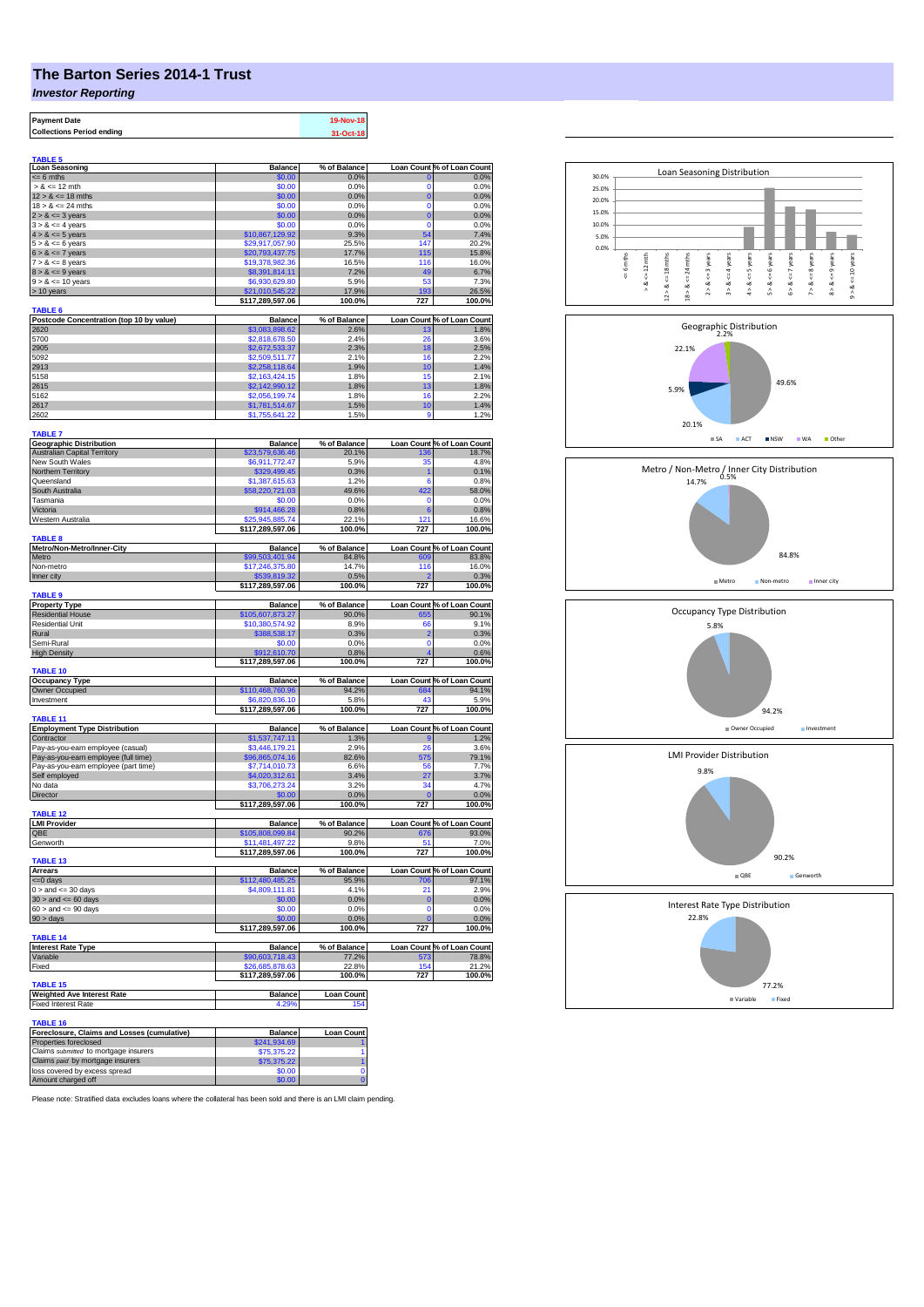# The Barton Series 2014-1 Trust

*Investor Reporting*

| | |
|---|---|
| **Payment Date** | 19-Nov-18 |
| **Collections Period ending** | 31-Oct-18 |

**TABLE 5**

| Loan Seasoning | Balance | % of Balance | Loan Count | % of Loan Count |
|---|---|---|---|---|
| <= 6 mths | $0.00 | 0.0% | 0 | 0.0% |
| > & <= 12 mth | $0.00 | 0.0% | 0 | 0.0% |
| 12 > & <= 18 mths | $0.00 | 0.0% | 0 | 0.0% |
| 18 > & <= 24 mths | $0.00 | 0.0% | 0 | 0.0% |
| 2 > & <= 3 years | $0.00 | 0.0% | 0 | 0.0% |
| 3 > & <= 4 years | $0.00 | 0.0% | 0 | 0.0% |
| 4 > & <= 5 years | $10,867,129.92 | 9.3% | 54 | 7.4% |
| 5 > & <= 6 years | $29,917,057.90 | 25.5% | 147 | 20.2% |
| 6 > & <= 7 years | $20,793,437.75 | 17.7% | 115 | 15.8% |
| 7 > & <= 8 years | $19,378,982.36 | 16.5% | 116 | 16.0% |
| 8 > & <= 9 years | $8,391,814.11 | 7.2% | 49 | 6.7% |
| 9 > & <= 10 years | $6,930,629.80 | 5.9% | 53 | 7.3% |
| > 10 years | $21,010,545.22 | 17.9% | 193 | 26.5% |
| | $117,289,597.06 | 100.0% | 727 | 100.0% |

**TABLE 6**

| Postcode Concentration (top 10 by value) | Balance | % of Balance | Loan Count | % of Loan Count |
|---|---|---|---|---|
| 2620 | $3,083,898.62 | 2.6% | 13 | 1.8% |
| 5700 | $2,818,678.50 | 2.4% | 26 | 3.6% |
| 2905 | $2,672,533.37 | 2.3% | 18 | 2.5% |
| 5092 | $2,509,511.77 | 2.1% | 16 | 2.2% |
| 2913 | $2,258,118.64 | 1.9% | 10 | 1.4% |
| 5158 | $2,163,424.15 | 1.8% | 15 | 2.1% |
| 2615 | $2,142,990.12 | 1.8% | 13 | 1.8% |
| 5162 | $2,056,199.74 | 1.8% | 16 | 2.2% |
| 2617 | $1,781,514.67 | 1.5% | 10 | 1.4% |
| 2602 | $1,755,641.22 | 1.5% | 9 | 1.2% |

**TABLE 7**

| Geographic Distribution | Balance | % of Balance | Loan Count | % of Loan Count |
|---|---|---|---|---|
| Australian Capital Territory | $23,579,636.46 | 20.1% | 136 | 18.7% |
| New South Wales | $6,911,772.47 | 5.9% | 35 | 4.8% |
| Northern Territory | $329,499.45 | 0.3% | 1 | 0.1% |
| Queensland | $1,387,615.63 | 1.2% | 6 | 0.8% |
| South Australia | $58,220,721.03 | 49.6% | 422 | 58.0% |
| Tasmania | $0.00 | 0.0% | 0 | 0.0% |
| Victoria | $914,466.28 | 0.8% | 6 | 0.8% |
| Western Australia | $25,945,885.74 | 22.1% | 121 | 16.6% |
| | $117,289,597.06 | 100.0% | 727 | 100.0% |

**TABLE 8**

| Metro/Non-Metro/Inner-City | Balance | % of Balance | Loan Count | % of Loan Count |
|---|---|---|---|---|
| Metro | $99,503,401.94 | 84.8% | 609 | 83.8% |
| Non-metro | $17,246,375.80 | 14.7% | 116 | 16.0% |
| Inner city | $539,819.32 | 0.5% | 2 | 0.3% |
| | $117,289,597.06 | 100.0% | 727 | 100.0% |

**TABLE 9**

| Property Type | Balance | % of Balance | Loan Count | % of Loan Count |
|---|---|---|---|---|
| Residential House | $105,607,873.27 | 90.0% | 655 | 90.1% |
| Residential Unit | $10,380,574.92 | 8.9% | 66 | 9.1% |
| Rural | $388,538.17 | 0.3% | 2 | 0.3% |
| Semi-Rural | $0.00 | 0.0% | 0 | 0.0% |
| High Density | $912,610.70 | 0.8% | 4 | 0.6% |
| | $117,289,597.06 | 100.0% | 727 | 100.0% |

**TABLE 10**

| Occupancy Type | Balance | % of Balance | Loan Count | % of Loan Count |
|---|---|---|---|---|
| Owner Occupied | $110,468,760.96 | 94.2% | 684 | 94.1% |
| Investment | $6,820,836.10 | 5.8% | 43 | 5.9% |
| | $117,289,597.06 | 100.0% | 727 | 100.0% |

**TABLE 11**

| Employment Type Distribution | Balance | % of Balance | Loan Count | % of Loan Count |
|---|---|---|---|---|
| Contractor | $1,537,747.11 | 1.3% | 9 | 1.2% |
| Pay-as-you-earn employee (casual) | $3,446,179.21 | 2.9% | 26 | 3.6% |
| Pay-as-you-earn employee (full time) | $96,865,074.16 | 82.6% | 575 | 79.1% |
| Pay-as-you-earn employee (part time) | $7,714,010.73 | 6.6% | 56 | 7.7% |
| Self employed | $4,020,312.61 | 3.4% | 27 | 3.7% |
| No data | $3,706,273.24 | 3.2% | 34 | 4.7% |
| Director | $0.00 | 0.0% | 0 | 0.0% |
| | $117,289,597.06 | 100.0% | 727 | 100.0% |

**TABLE 12**

| LMI Provider | Balance | % of Balance | Loan Count | % of Loan Count |
|---|---|---|---|---|
| QBE | $105,808,099.84 | 90.2% | 676 | 93.0% |
| Genworth | $11,481,497.22 | 9.8% | 51 | 7.0% |
| | $117,289,597.06 | 100.0% | 727 | 100.0% |

**TABLE 13**

| Arrears | Balance | % of Balance | Loan Count | % of Loan Count |
|---|---|---|---|---|
| <=0 days | $112,480,485.25 | 95.9% | 706 | 97.1% |
| 0 > and <= 30 days | $4,809,111.81 | 4.1% | 21 | 2.9% |
| 30 > and <= 60 days | $0.00 | 0.0% | 0 | 0.0% |
| 60 > and <= 90 days | $0.00 | 0.0% | 0 | 0.0% |
| 90 > days | $0.00 | 0.0% | 0 | 0.0% |
| | $117,289,597.06 | 100.0% | 727 | 100.0% |

**TABLE 14**

| Interest Rate Type | Balance | % of Balance | Loan Count | % of Loan Count |
|---|---|---|---|---|
| Variable | $90,603,718.43 | 77.2% | 573 | 78.8% |
| Fixed | $26,685,878.63 | 22.8% | 154 | 21.2% |
| | $117,289,597.06 | 100.0% | 727 | 100.0% |

**TABLE 15**

| Weighted Ave Interest Rate | Balance | Loan Count |
|---|---|---|
| Fixed Interest Rate | 4.29% | 154 |

**TABLE 16**

| Foreclosure, Claims and Losses (cumulative) | Balance | Loan Count |
|---|---|---|
| Properties foreclosed | $241,934.69 | 1 |
| Claims *submitted* to mortgage insurers | $75,375.22 | 1 |
| Claims *paid* by mortgage insurers | $75,375.22 | 1 |
| loss covered by excess spread | $0.00 | 0 |
| Amount charged off | $0.00 | 0 |

Please note: Stratified data excludes loans where the collateral has been sold and there is an LMI claim pending.

Loan Seasoning Distribution
30.0%
25.0%
20.0%
15.0%
10.0%
5.0%
0.0%
<= 6 mths
> & <= 12 mth
12 > & <= 18 mths
18 > & <= 24 mths
2 > & <= 3 years
3 > & <= 4 years
4 > & <= 5 years
5 > & <= 6 years
6 > & <= 7 years
7 > & <= 8 years
8 > & <= 9 years
9 > & <= 10 years

Geographic Distribution
2.2%
22.1%
5.9%
20.1%
49.6%
SA ACT NSW WA Other

Metro / Non-Metro / Inner City Distribution
0.5%
14.7%
84.8%
Metro Non-metro Inner city

Occupancy Type Distribution
5.8%
94.2%
Owner Occupied Investment

LMI Provider Distribution
9.8%
90.2%
QBE Genworth

Interest Rate Type Distribution
22.8%
77.2%
Variable Fixed